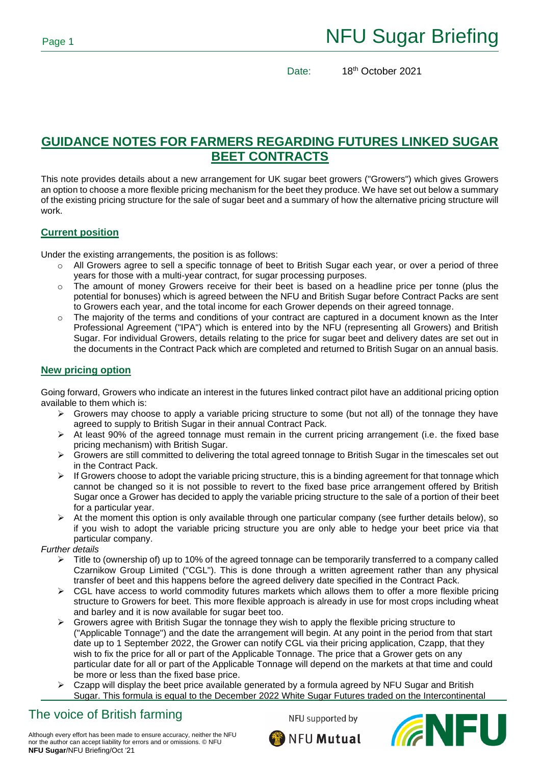Date: 18th October 2021

# GUIDANCE NOTES FOR FARMERS REGARDING FUTURES LINKED SUGAR BEET CONTRACTS

This note provides details about a new arrangement for UK sugar beet growers ("Growers") which gives Growers an option to choose a more flexible pricing mechanism for the beet they produce. We have set out below a summary of the existing pricing structure for the sale of sugar beet and a summary of how the alternative pricing structure will work.

## Current position

Under the existing arrangements, the position is as follows:

- All Growers agree to sell a specific tonnage of beet to British Sugar each year, or over a period of three years for those with a multi-year contract, for sugar processing purposes.
- The amount of money Growers receive for their beet is based on a headline price per tonne (plus the potential for bonuses) which is agreed between the NFU and British Sugar before Contract Packs are sent to Growers each year, and the total income for each Grower depends on their agreed tonnage.
- The majority of the terms and conditions of your contract are captured in a document known as the Inter Professional Agreement ("IPA") which is entered into by the NFU (representing all Growers) and British Sugar. For individual Growers, details relating to the price for sugar beet and delivery dates are set out in the documents in the Contract Pack which are completed and returned to British Sugar on an annual basis.

## New pricing option

Going forward, Growers who indicate an interest in the futures linked contract pilot have an additional pricing option available to them which is:

- Growers may choose to apply a variable pricing structure to some (but not all) of the tonnage they have agreed to supply to British Sugar in their annual Contract Pack.
- At least 90% of the agreed tonnage must remain in the current pricing arrangement (i.e. the fixed base pricing mechanism) with British Sugar.
- Growers are still committed to delivering the total agreed tonnage to British Sugar in the timescales set out in the Contract Pack.
- If Growers choose to adopt the variable pricing structure, this is a binding agreement for that tonnage which cannot be changed so it is not possible to revert to the fixed base price arrangement offered by British Sugar once a Grower has decided to apply the variable pricing structure to the sale of a portion of their beet for a particular year.
- At the moment this option is only available through one particular company (see further details below), so if you wish to adopt the variable pricing structure you are only able to hedge your beet price via that particular company.

*Further details*

- Title to (ownership of) up to 10% of the agreed tonnage can be temporarily transferred to a company called Czarnikow Group Limited ("CGL"). This is done through a written agreement rather than any physical transfer of beet and this happens before the agreed delivery date specified in the Contract Pack.
- CGL have access to world commodity futures markets which allows them to offer a more flexible pricing structure to Growers for beet. This more flexible approach is already in use for most crops including wheat and barley and it is now available for sugar beet too.
- Growers agree with British Sugar the tonnage they wish to apply the flexible pricing structure to ("Applicable Tonnage") and the date the arrangement will begin. At any point in the period from that start date up to 1 September 2022, the Grower can notify CGL via their pricing application, Czapp, that they wish to fix the price for all or part of the Applicable Tonnage. The price that a Grower gets on any particular date for all or part of the Applicable Tonnage will depend on the markets at that time and could be more or less than the fixed base price.
- Czapp will display the beet price available generated by a formula agreed by NFU Sugar and British Sugar. This formula is equal to the December 2022 White Sugar Futures traded on the Intercontinental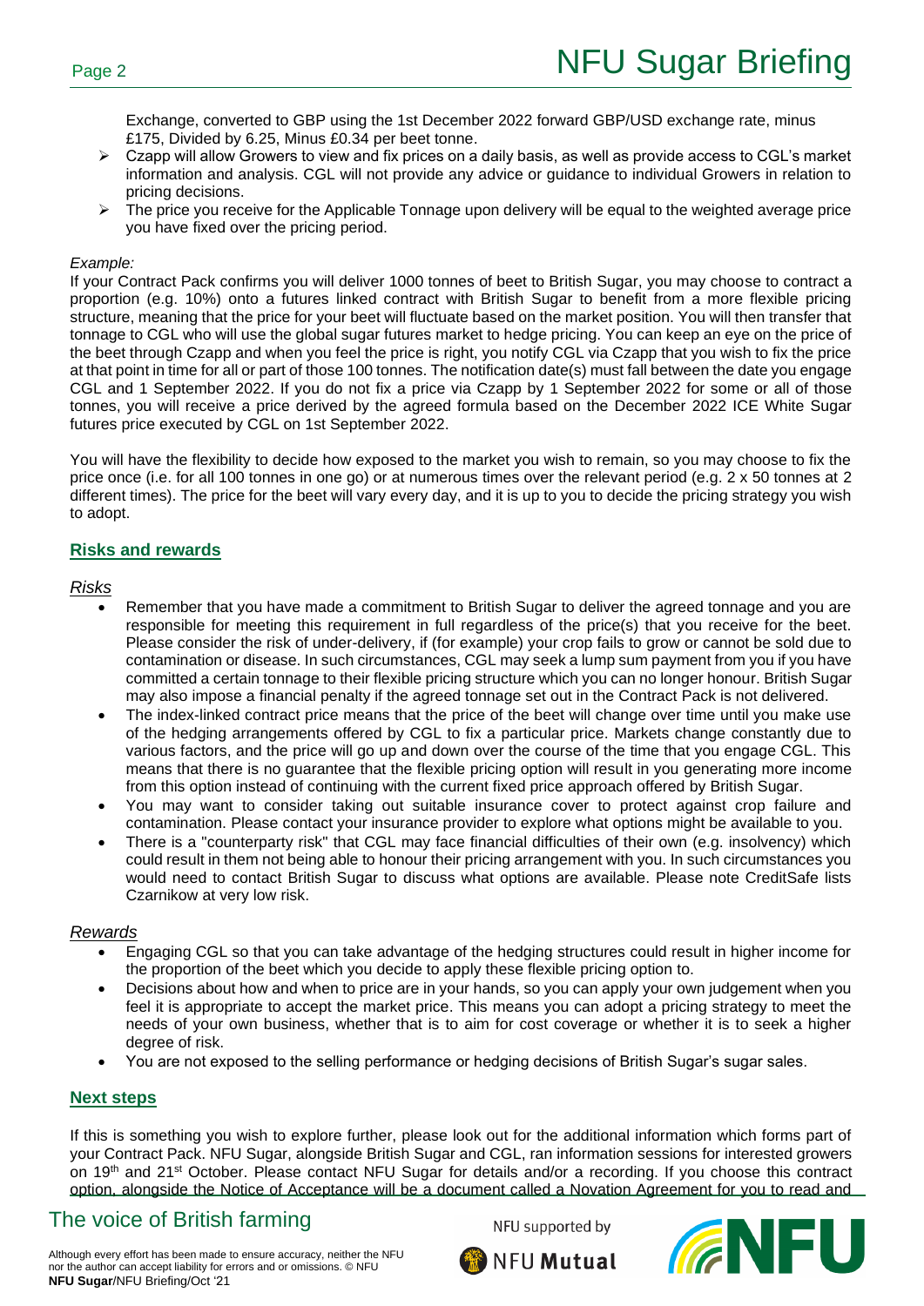Exchange, converted to GBP using the 1st December 2022 forward GBP/USD exchange rate, minus £175, Divided by 6.25, Minus £0.34 per beet tonne.

- Czapp will allow Growers to view and fix prices on a daily basis, as well as provide access to CGL's market information and analysis. CGL will not provide any advice or guidance to individual Growers in relation to pricing decisions.
- The price you receive for the Applicable Tonnage upon delivery will be equal to the weighted average price you have fixed over the pricing period.

*Example:*

If your Contract Pack confirms you will deliver 1000 tonnes of beet to British Sugar, you may choose to contract a proportion (e.g. 10%) onto a futures linked contract with British Sugar to benefit from a more flexible pricing structure, meaning that the price for your beet will fluctuate based on the market position. You will then transfer that tonnage to CGL who will use the global sugar futures market to hedge pricing. You can keep an eye on the price of the beet through Czapp and when you feel the price is right, you notify CGL via Czapp that you wish to fix the price at that point in time for all or part of those 100 tonnes. The notification date(s) must fall between the date you engage CGL and 1 September 2022. If you do not fix a price via Czapp by 1 September 2022 for some or all of those tonnes, you will receive a price derived by the agreed formula based on the December 2022 ICE White Sugar futures price executed by CGL on 1st September 2022.

You will have the flexibility to decide how exposed to the market you wish to remain, so you may choose to fix the price once (i.e. for all 100 tonnes in one go) or at numerous times over the relevant period (e.g. 2 x 50 tonnes at 2 different times). The price for the beet will vary every day, and it is up to you to decide the pricing strategy you wish to adopt.

## Risks and rewards

### *Risks*

- Remember that you have made a commitment to British Sugar to deliver the agreed tonnage and you are responsible for meeting this requirement in full regardless of the price(s) that you receive for the beet. Please consider the risk of under-delivery, if (for example) your crop fails to grow or cannot be sold due to contamination or disease. In such circumstances, CGL may seek a lump sum payment from you if you have committed a certain tonnage to their flexible pricing structure which you can no longer honour. British Sugar may also impose a financial penalty if the agreed tonnage set out in the Contract Pack is not delivered.
- The index-linked contract price means that the price of the beet will change over time until you make use of the hedging arrangements offered by CGL to fix a particular price. Markets change constantly due to various factors, and the price will go up and down over the course of the time that you engage CGL. This means that there is no guarantee that the flexible pricing option will result in you generating more income from this option instead of continuing with the current fixed price approach offered by British Sugar.
- You may want to consider taking out suitable insurance cover to protect against crop failure and contamination. Please contact your insurance provider to explore what options might be available to you.
- There is a "counterparty risk" that CGL may face financial difficulties of their own (e.g. insolvency) which could result in them not being able to honour their pricing arrangement with you. In such circumstances you would need to contact British Sugar to discuss what options are available. Please note CreditSafe lists Czarnikow at very low risk.

### *Rewards*

- Engaging CGL so that you can take advantage of the hedging structures could result in higher income for the proportion of the beet which you decide to apply these flexible pricing option to.
- Decisions about how and when to price are in your hands, so you can apply your own judgement when you feel it is appropriate to accept the market price. This means you can adopt a pricing strategy to meet the needs of your own business, whether that is to aim for cost coverage or whether it is to seek a higher degree of risk.
- You are not exposed to the selling performance or hedging decisions of British Sugar's sugar sales.

## Next steps

If this is something you wish to explore further, please look out for the additional information which forms part of your Contract Pack. NFU Sugar, alongside British Sugar and CGL, ran information sessions for interested growers on 19th and 21st October. Please contact NFU Sugar for details and/or a recording. If you choose this contract option, alongside the Notice of Acceptance will be a document called a Novation Agreement for you to read and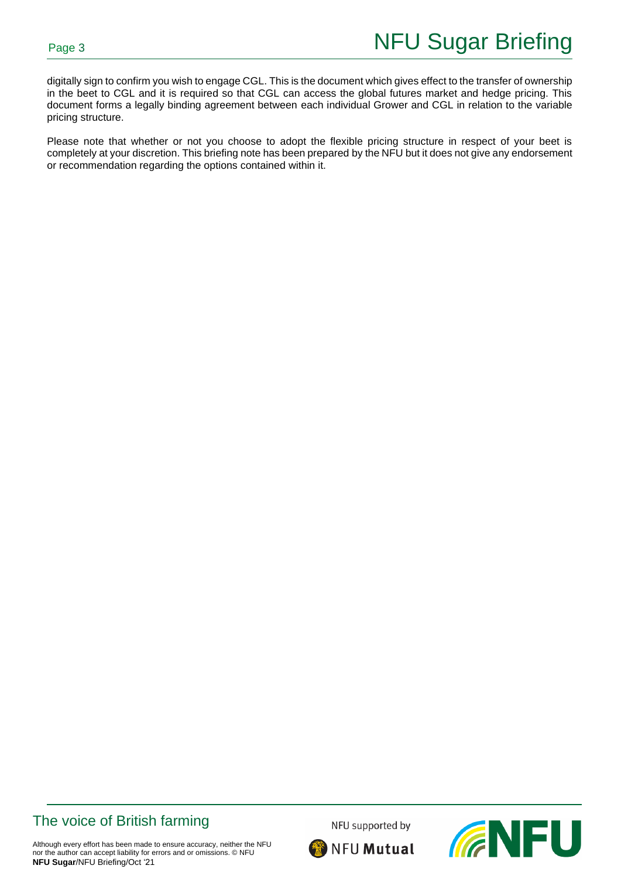digitally sign to confirm you wish to engage CGL. This is the document which gives effect to the transfer of ownership in the beet to CGL and it is required so that CGL can access the global futures market and hedge pricing. This document forms a legally binding agreement between each individual Grower and CGL in relation to the variable pricing structure.

Please note that whether or not you choose to adopt the flexible pricing structure in respect of your beet is completely at your discretion. This briefing note has been prepared by the NFU but it does not give any endorsement or recommendation regarding the options contained within it.